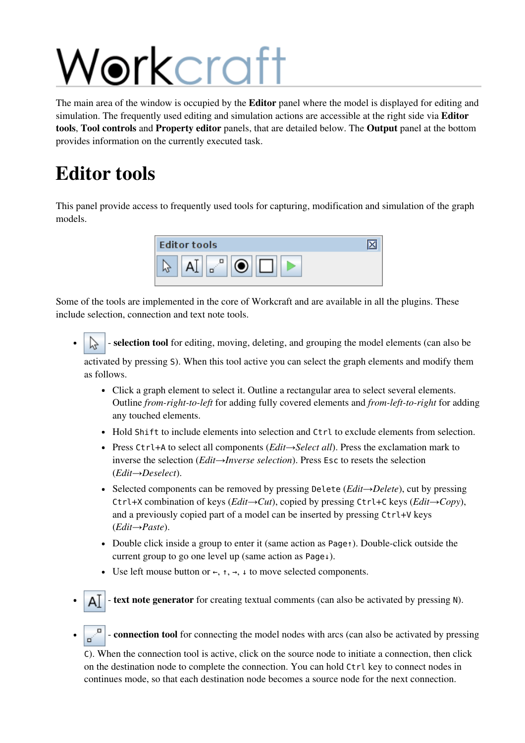# Workcraft

The main area of the window is occupied by the **Editor** panel where the model is displayed for editing and simulation. The frequently used editing and simulation actions are accessible at the right side via **Editor tools**, **Tool controls** and **Property editor** panels, that are detailed below. The **Output** panel at the bottom provides information on the currently executed task.

# Editor tools

This panel provide access to frequently used tools for capturing, modification and simulation of the graph models.

Some of the tools are implemented in the core of Workcraft and are available in all the plugins. These include selection, connection and text note tools.

- - **selection tool** for editing, moving, deleting, and grouping the model elements (can also be activated by pressing `S`). When this tool active you can select the graph elements and modify them as follows.
  - Click a graph element to select it. Outline a rectangular area to select several elements. Outline *from-right-to-left* for adding fully covered elements and *from-left-to-right* for adding any touched elements.
  - Hold `Shift` to include elements into selection and `Ctrl` to exclude elements from selection.
  - Press `Ctrl+A` to select all components (*Edit→Select all*). Press the exclamation mark to inverse the selection (*Edit→Inverse selection*). Press `Esc` to resets the selection (*Edit→Deselect*).
  - Selected components can be removed by pressing `Delete` (*Edit→Delete*), cut by pressing `Ctrl+X` combination of keys (*Edit→Cut*), copied by pressing `Ctrl+C` keys (*Edit→Copy*), and a previously copied part of a model can be inserted by pressing `Ctrl+V` keys (*Edit→Paste*).
  - Double click inside a group to enter it (same action as `Page↑`). Double-click outside the current group to go one level up (same action as `Page↓`).
  - Use left mouse button or `←`, `↑`, `→`, `↓` to move selected components.
- - **text note generator** for creating textual comments (can also be activated by pressing `N`).
- - **connection tool** for connecting the model nodes with arcs (can also be activated by pressing `C`). When the connection tool is active, click on the source node to initiate a connection, then click on the destination node to complete the connection. You can hold `Ctrl` key to connect nodes in continues mode, so that each destination node becomes a source node for the next connection.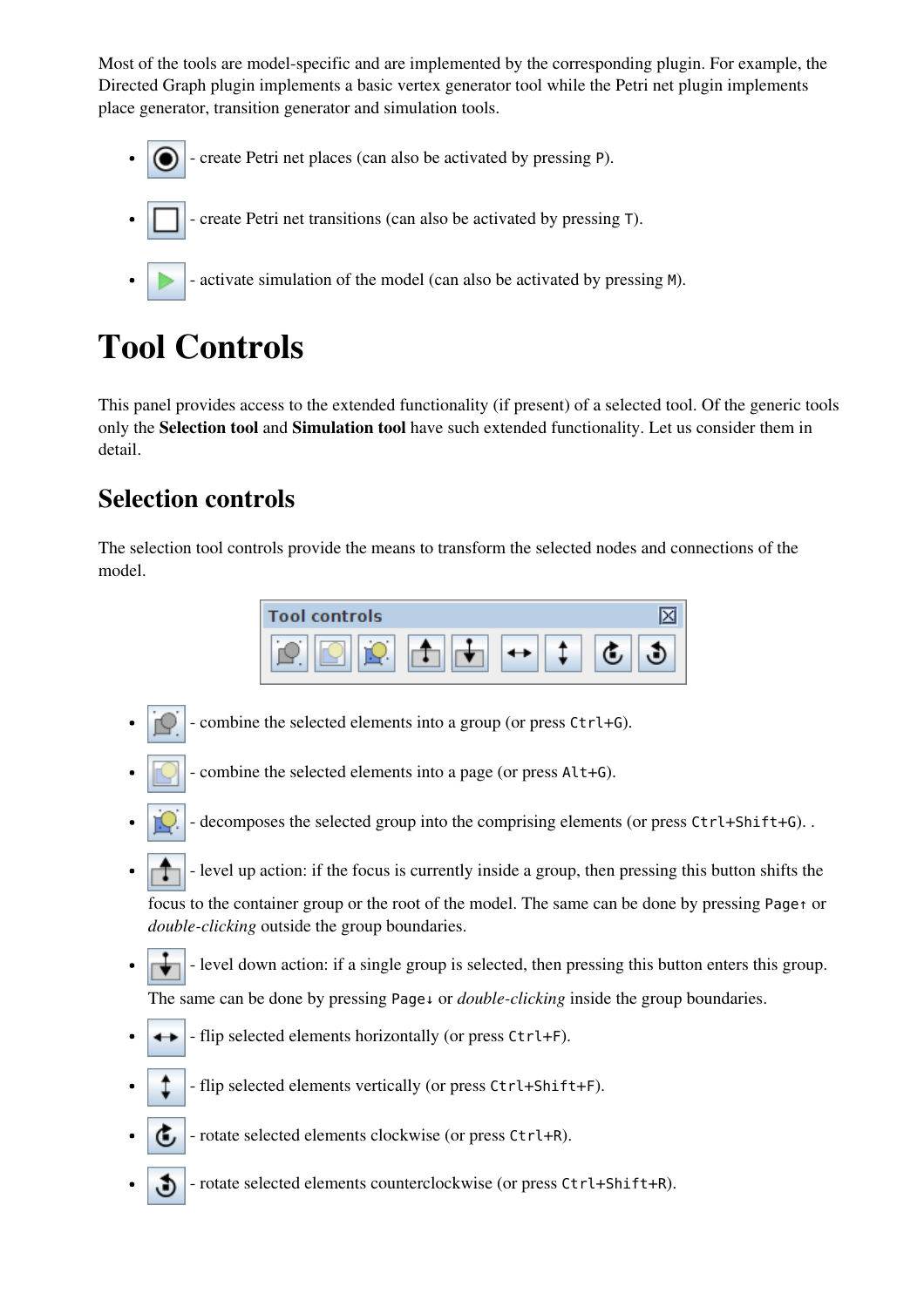Most of the tools are model-specific and are implemented by the corresponding plugin. For example, the Directed Graph plugin implements a basic vertex generator tool while the Petri net plugin implements place generator, transition generator and simulation tools.

- - create Petri net places (can also be activated by pressing `P`).
- - create Petri net transitions (can also be activated by pressing `T`).
- - activate simulation of the model (can also be activated by pressing `M`).

# Tool Controls

This panel provides access to the extended functionality (if present) of a selected tool. Of the generic tools only the **Selection tool** and **Simulation tool** have such extended functionality. Let us consider them in detail.

## Selection controls

The selection tool controls provide the means to transform the selected nodes and connections of the model.

- - combine the selected elements into a group (or press `Ctrl+G`).
- - combine the selected elements into a page (or press `Alt+G`).
- - decomposes the selected group into the comprising elements (or press `Ctrl+Shift+G`). .
- - level up action: if the focus is currently inside a group, then pressing this button shifts the focus to the container group or the root of the model. The same can be done by pressing `Page↑` or *double-clicking* outside the group boundaries.
- - level down action: if a single group is selected, then pressing this button enters this group. The same can be done by pressing `Page↓` or *double-clicking* inside the group boundaries.
- - flip selected elements horizontally (or press `Ctrl+F`).
- - flip selected elements vertically (or press `Ctrl+Shift+F`).
- - rotate selected elements clockwise (or press `Ctrl+R`).
- - rotate selected elements counterclockwise (or press `Ctrl+Shift+R`).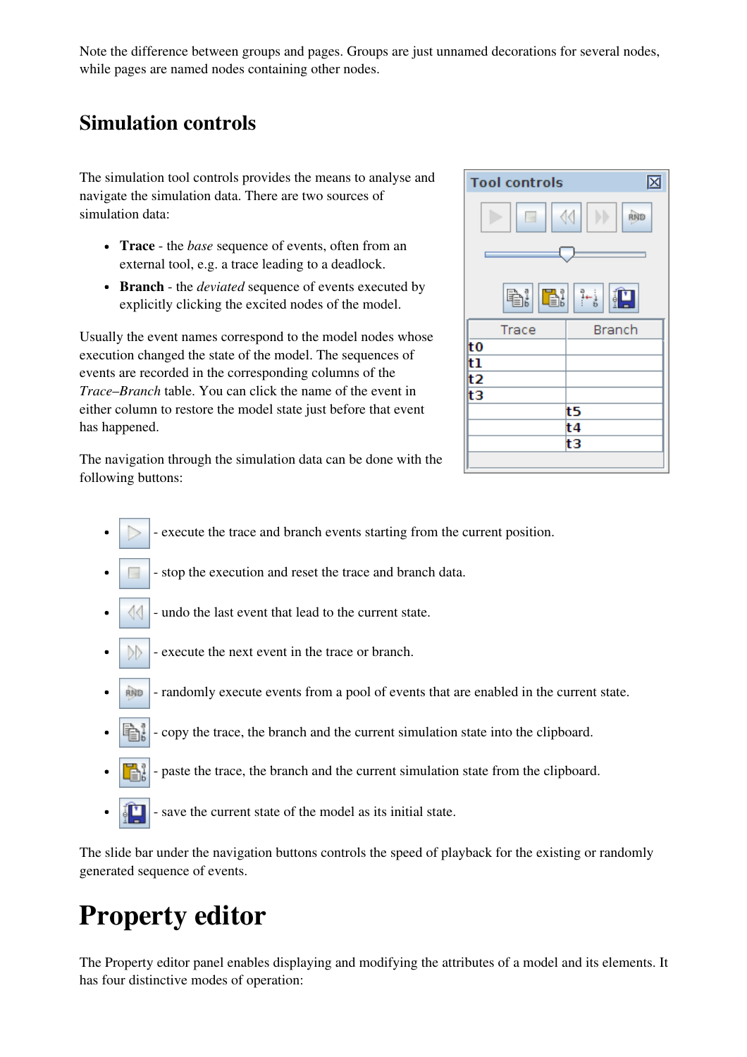Note the difference between groups and pages. Groups are just unnamed decorations for several nodes, while pages are named nodes containing other nodes.

## Simulation controls

The simulation tool controls provides the means to analyse and navigate the simulation data. There are two sources of simulation data:

- **Trace** - the *base* sequence of events, often from an external tool, e.g. a trace leading to a deadlock.
- **Branch** - the *deviated* sequence of events executed by explicitly clicking the excited nodes of the model.

Usually the event names correspond to the model nodes whose execution changed the state of the model. The sequences of events are recorded in the corresponding columns of the *Trace–Branch* table. You can click the name of the event in either column to restore the model state just before that event has happened.

The navigation through the simulation data can be done with the following buttons:

- - execute the trace and branch events starting from the current position.
- - stop the execution and reset the trace and branch data.
- - undo the last event that lead to the current state.
- - execute the next event in the trace or branch.
- - randomly execute events from a pool of events that are enabled in the current state.
- - copy the trace, the branch and the current simulation state into the clipboard.
- - paste the trace, the branch and the current simulation state from the clipboard.
- - save the current state of the model as its initial state.

The slide bar under the navigation buttons controls the speed of playback for the existing or randomly generated sequence of events.

# Property editor

The Property editor panel enables displaying and modifying the attributes of a model and its elements. It has four distinctive modes of operation: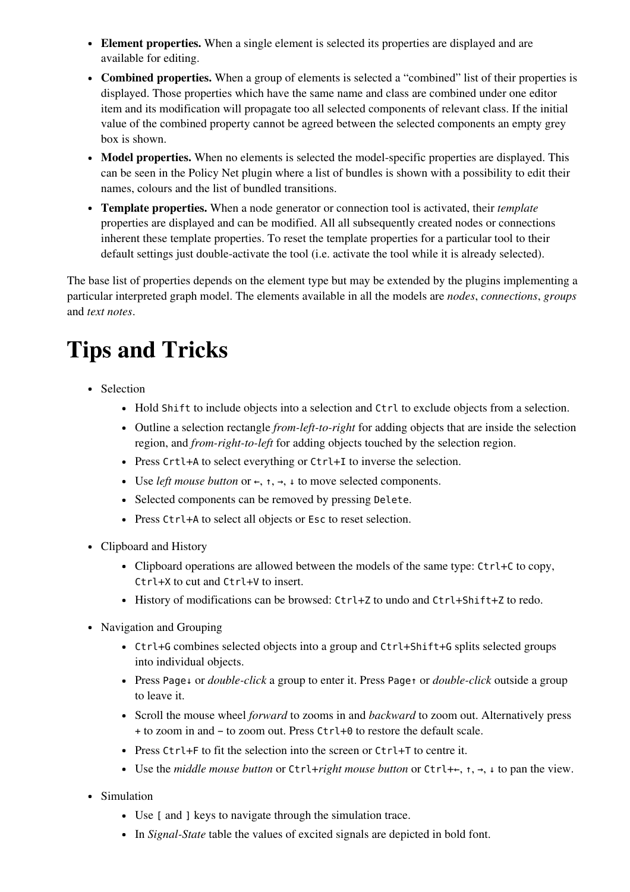- **Element properties.** When a single element is selected its properties are displayed and are available for editing.
- **Combined properties.** When a group of elements is selected a "combined" list of their properties is displayed. Those properties which have the same name and class are combined under one editor item and its modification will propagate too all selected components of relevant class. If the initial value of the combined property cannot be agreed between the selected components an empty grey box is shown.
- **Model properties.** When no elements is selected the model-specific properties are displayed. This can be seen in the Policy Net plugin where a list of bundles is shown with a possibility to edit their names, colours and the list of bundled transitions.
- **Template properties.** When a node generator or connection tool is activated, their *template* properties are displayed and can be modified. All all subsequently created nodes or connections inherent these template properties. To reset the template properties for a particular tool to their default settings just double-activate the tool (i.e. activate the tool while it is already selected).

The base list of properties depends on the element type but may be extended by the plugins implementing a particular interpreted graph model. The elements available in all the models are *nodes*, *connections*, *groups* and *text notes*.

# Tips and Tricks

- Selection
  - Hold `Shift` to include objects into a selection and `Ctrl` to exclude objects from a selection.
  - Outline a selection rectangle *from-left-to-right* for adding objects that are inside the selection region, and *from-right-to-left* for adding objects touched by the selection region.
  - Press `Crtl+A` to select everything or `Ctrl+I` to inverse the selection.
  - Use *left mouse button* or `←`, `↑`, `→`, `↓` to move selected components.
  - Selected components can be removed by pressing `Delete`.
  - Press `Ctrl+A` to select all objects or `Esc` to reset selection.
- Clipboard and History
  - Clipboard operations are allowed between the models of the same type: `Ctrl+C` to copy, `Ctrl+X` to cut and `Ctrl+V` to insert.
  - History of modifications can be browsed: `Ctrl+Z` to undo and `Ctrl+Shift+Z` to redo.
- Navigation and Grouping
  - `Ctrl+G` combines selected objects into a group and `Ctrl+Shift+G` splits selected groups into individual objects.
  - Press `Page↓` or *double-click* a group to enter it. Press `Page↑` or *double-click* outside a group to leave it.
  - Scroll the mouse wheel *forward* to zooms in and *backward* to zoom out. Alternatively press `+` to zoom in and `-` to zoom out. Press `Ctrl+0` to restore the default scale.
  - Press `Ctrl+F` to fit the selection into the screen or `Ctrl+T` to centre it.
  - Use the *middle mouse button* or `Ctrl+`*right mouse button* or `Ctrl+←`, `↑`, `→`, `↓` to pan the view.
- Simulation
  - Use `[` and `]` keys to navigate through the simulation trace.
  - In *Signal-State* table the values of excited signals are depicted in bold font.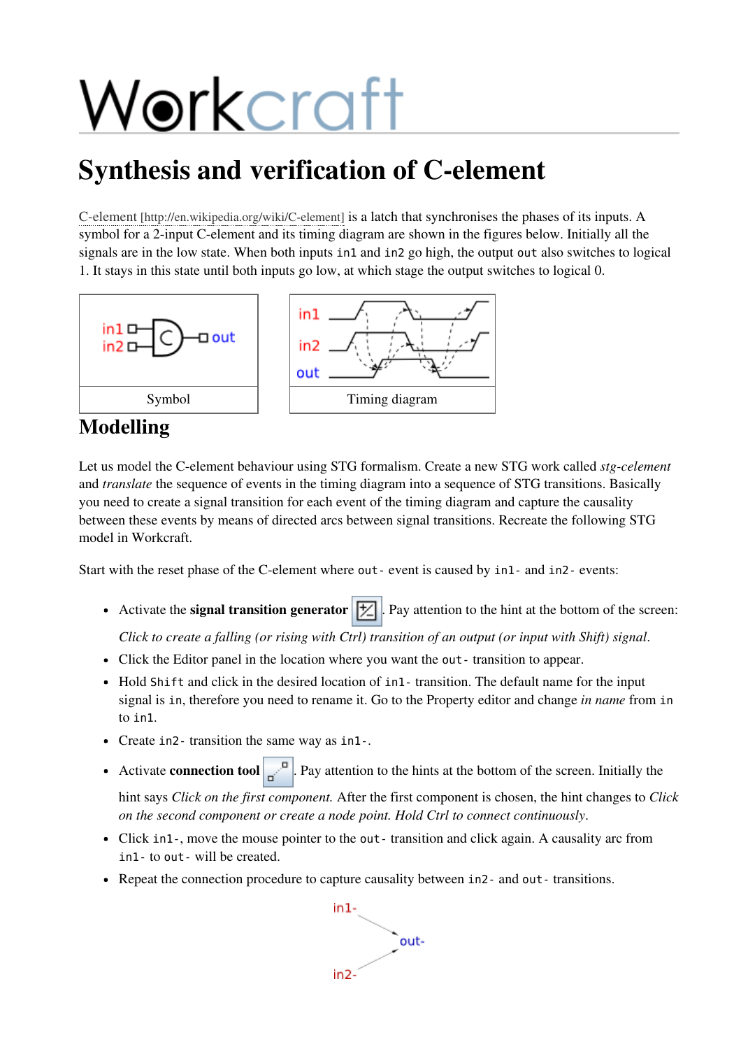# Synthesis and verification of C-element

C-element [http://en.wikipedia.org/wiki/C-element] is a latch that synchronises the phases of its inputs. A symbol for a 2-input C-element and its timing diagram are shown in the figures below. Initially all the signals are in the low state. When both inputs `in1` and `in2` go high, the output `out` also switches to logical 1. It stays in this state until both inputs go low, at which stage the output switches to logical 0.

Symbol

Timing diagram

## Modelling

Let us model the C-element behaviour using STG formalism. Create a new STG work called *stg-celement* and *translate* the sequence of events in the timing diagram into a sequence of STG transitions. Basically you need to create a signal transition for each event of the timing diagram and capture the causality between these events by means of directed arcs between signal transitions. Recreate the following STG model in Workcraft.

Start with the reset phase of the C-element where `out-` event is caused by `in1-` and `in2-` events:

- Activate the **signal transition generator** . Pay attention to the hint at the bottom of the screen: *Click to create a falling (or rising with Ctrl) transition of an output (or input with Shift) signal.*
- Click the Editor panel in the location where you want the `out-` transition to appear.
- Hold `Shift` and click in the desired location of `in1-` transition. The default name for the input signal is `in`, therefore you need to rename it. Go to the Property editor and change *in name* from `in` to `in1`.
- Create `in2-` transition the same way as `in1-`.
- Activate **connection tool** . Pay attention to the hints at the bottom of the screen. Initially the hint says *Click on the first component.* After the first component is chosen, the hint changes to *Click on the second component or create a node point. Hold Ctrl to connect continuously*.
- Click `in1-`, move the mouse pointer to the `out-` transition and click again. A causality arc from `in1-` to `out-` will be created.
- Repeat the connection procedure to capture causality between `in2-` and `out-` transitions.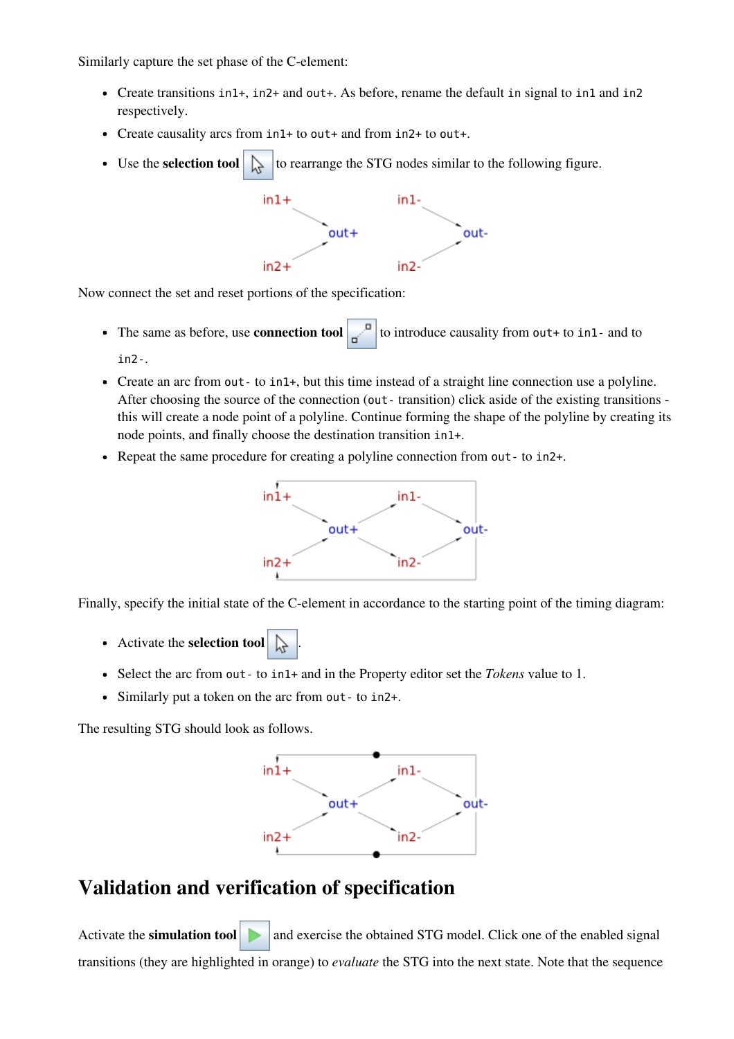Similarly capture the set phase of the C-element:

- Create transitions `in1+`, `in2+` and `out+`. As before, rename the default `in` signal to `in1` and `in2` respectively.
- Create causality arcs from `in1+` to `out+` and from `in2+` to `out+`.
- Use the **selection tool** to rearrange the STG nodes similar to the following figure.

Now connect the set and reset portions of the specification:

- The same as before, use **connection tool** to introduce causality from `out+` to `in1-` and to `in2-`.
- Create an arc from `out-` to `in1+`, but this time instead of a straight line connection use a polyline. After choosing the source of the connection (`out-` transition) click aside of the existing transitions - this will create a node point of a polyline. Continue forming the shape of the polyline by creating its node points, and finally choose the destination transition `in1+`.
- Repeat the same procedure for creating a polyline connection from `out-` to `in2+`.

Finally, specify the initial state of the C-element in accordance to the starting point of the timing diagram:

- Activate the **selection tool** .
- Select the arc from `out-` to `in1+` and in the Property editor set the *Tokens* value to 1.
- Similarly put a token on the arc from `out-` to `in2+`.

The resulting STG should look as follows.

# Validation and verification of specification

Activate the **simulation tool** and exercise the obtained STG model. Click one of the enabled signal transitions (they are highlighted in orange) to *evaluate* the STG into the next state. Note that the sequence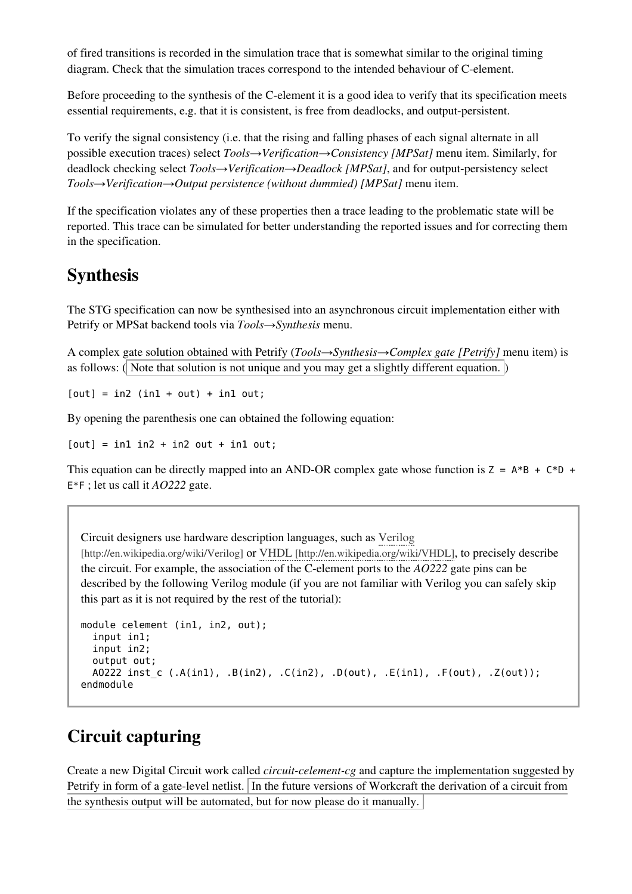of fired transitions is recorded in the simulation trace that is somewhat similar to the original timing diagram. Check that the simulation traces correspond to the intended behaviour of C-element.

Before proceeding to the synthesis of the C-element it is a good idea to verify that its specification meets essential requirements, e.g. that it is consistent, is free from deadlocks, and output-persistent.

To verify the signal consistency (i.e. that the rising and falling phases of each signal alternate in all possible execution traces) select *Tools→Verification→Consistency [MPSat]* menu item. Similarly, for deadlock checking select *Tools→Verification→Deadlock [MPSat]*, and for output-persistency select *Tools→Verification→Output persistence (without dummied) [MPSat]* menu item.

If the specification violates any of these properties then a trace leading to the problematic state will be reported. This trace can be simulated for better understanding the reported issues and for correcting them in the specification.

## Synthesis

The STG specification can now be synthesised into an asynchronous circuit implementation either with Petrify or MPSat backend tools via *Tools→Synthesis* menu.

A complex gate solution obtained with Petrify (*Tools→Synthesis→Complex gate [Petrify]* menu item) is as follows: ( Note that solution is not unique and you may get a slightly different equation. )

```
[out] = in2 (in1 + out) + in1 out;
```

By opening the parenthesis one can obtained the following equation:

```
[out] = in1 in2 + in2 out + in1 out;
```

This equation can be directly mapped into an AND-OR complex gate whose function is `Z = A*B + C*D + E*F` ; let us call it *AO222* gate.

Circuit designers use hardware description languages, such as Verilog [http://en.wikipedia.org/wiki/Verilog] or VHDL [http://en.wikipedia.org/wiki/VHDL], to precisely describe the circuit. For example, the association of the C-element ports to the *AO222* gate pins can be described by the following Verilog module (if you are not familiar with Verilog you can safely skip this part as it is not required by the rest of the tutorial):

```
module celement (in1, in2, out);
  input in1;
  input in2;
  output out;
  AO222 inst_c (.A(in1), .B(in2), .C(in2), .D(out), .E(in1), .F(out), .Z(out));
endmodule
```

## Circuit capturing

Create a new Digital Circuit work called *circuit-celement-cg* and capture the implementation suggested by Petrify in form of a gate-level netlist. In the future versions of Workcraft the derivation of a circuit from the synthesis output will be automated, but for now please do it manually.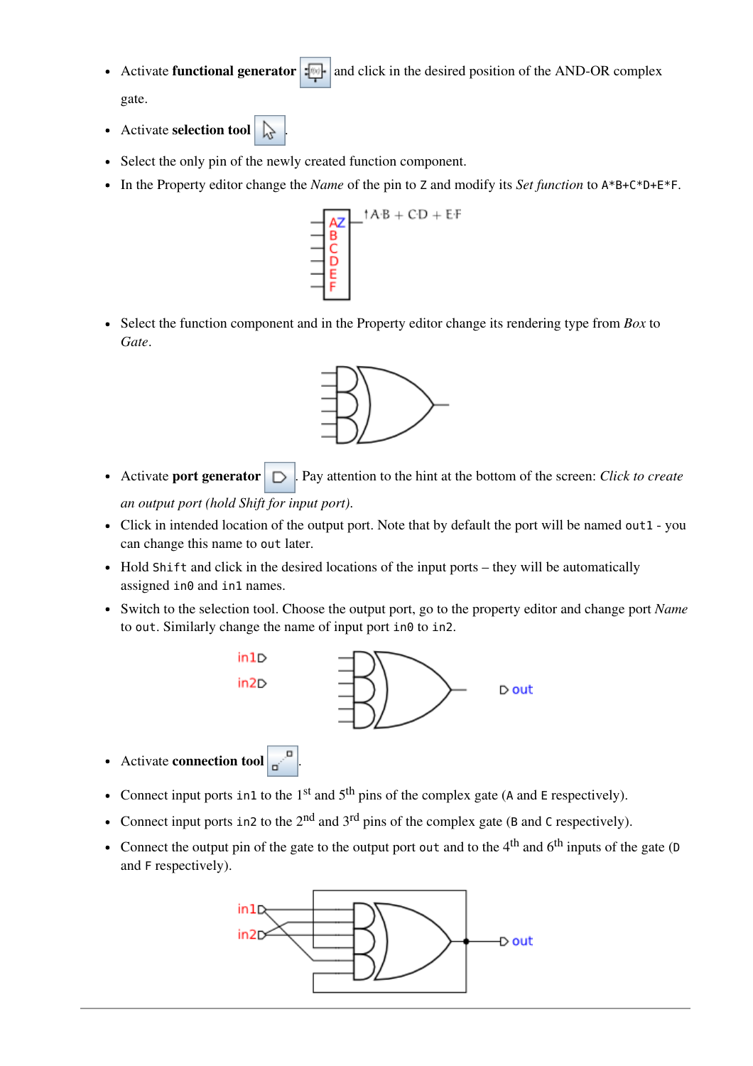- Activate **functional generator** and click in the desired position of the AND-OR complex gate.
- Activate **selection tool** .
- Select the only pin of the newly created function component.
- In the Property editor change the *Name* of the pin to `Z` and modify its *Set function* to `A*B+C*D+E*F`.
- Select the function component and in the Property editor change its rendering type from *Box* to *Gate*.
- Activate **port generator** . Pay attention to the hint at the bottom of the screen: *Click to create an output port (hold Shift for input port)*.
- Click in intended location of the output port. Note that by default the port will be named `out1` - you can change this name to `out` later.
- Hold `Shift` and click in the desired locations of the input ports – they will be automatically assigned `in0` and `in1` names.
- Switch to the selection tool. Choose the output port, go to the property editor and change port *Name* to `out`. Similarly change the name of input port `in0` to `in2`.
- Activate **connection tool** .
- Connect input ports `in1` to the 1st and 5th pins of the complex gate (`A` and `E` respectively).
- Connect input ports `in2` to the 2nd and 3rd pins of the complex gate (`B` and `C` respectively).
- Connect the output pin of the gate to the output port `out` and to the 4th and 6th inputs of the gate (`D` and `F` respectively).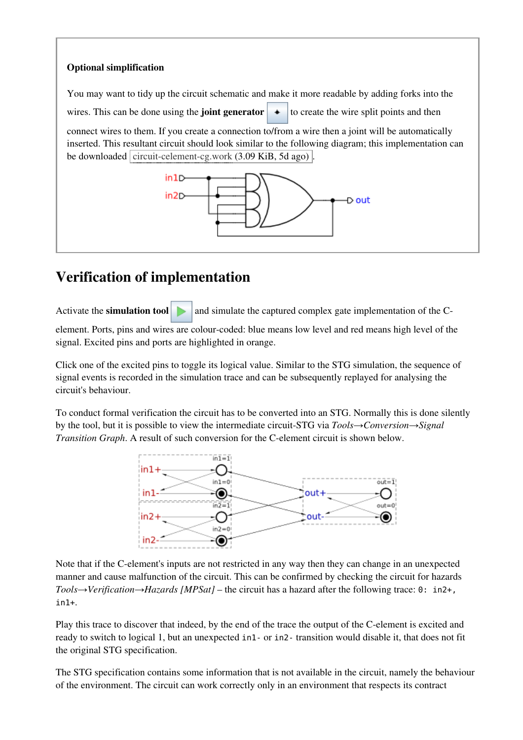**Optional simplification**

You may want to tidy up the circuit schematic and make it more readable by adding forks into the wires. This can be done using the **joint generator** to create the wire split points and then connect wires to them. If you create a connection to/from a wire then a joint will be automatically inserted. This resultant circuit should look similar to the following diagram; this implementation can be downloaded circuit-celement-cg.work (3.09 KiB, 5d ago).

## Verification of implementation

Activate the **simulation tool** and simulate the captured complex gate implementation of the C-element. Ports, pins and wires are colour-coded: blue means low level and red means high level of the signal. Excited pins and ports are highlighted in orange.

Click one of the excited pins to toggle its logical value. Similar to the STG simulation, the sequence of signal events is recorded in the simulation trace and can be subsequently replayed for analysing the circuit's behaviour.

To conduct formal verification the circuit has to be converted into an STG. Normally this is done silently by the tool, but it is possible to view the intermediate circuit-STG via *Tools→Conversion→Signal Transition Graph*. A result of such conversion for the C-element circuit is shown below.

Note that if the C-element's inputs are not restricted in any way then they can change in an unexpected manner and cause malfunction of the circuit. This can be confirmed by checking the circuit for hazards *Tools→Verification→Hazards [MPSat]* – the circuit has a hazard after the following trace: `0: in2+, in1+`.

Play this trace to discover that indeed, by the end of the trace the output of the C-element is excited and ready to switch to logical 1, but an unexpected `in1-` or `in2-` transition would disable it, that does not fit the original STG specification.

The STG specification contains some information that is not available in the circuit, namely the behaviour of the environment. The circuit can work correctly only in an environment that respects its contract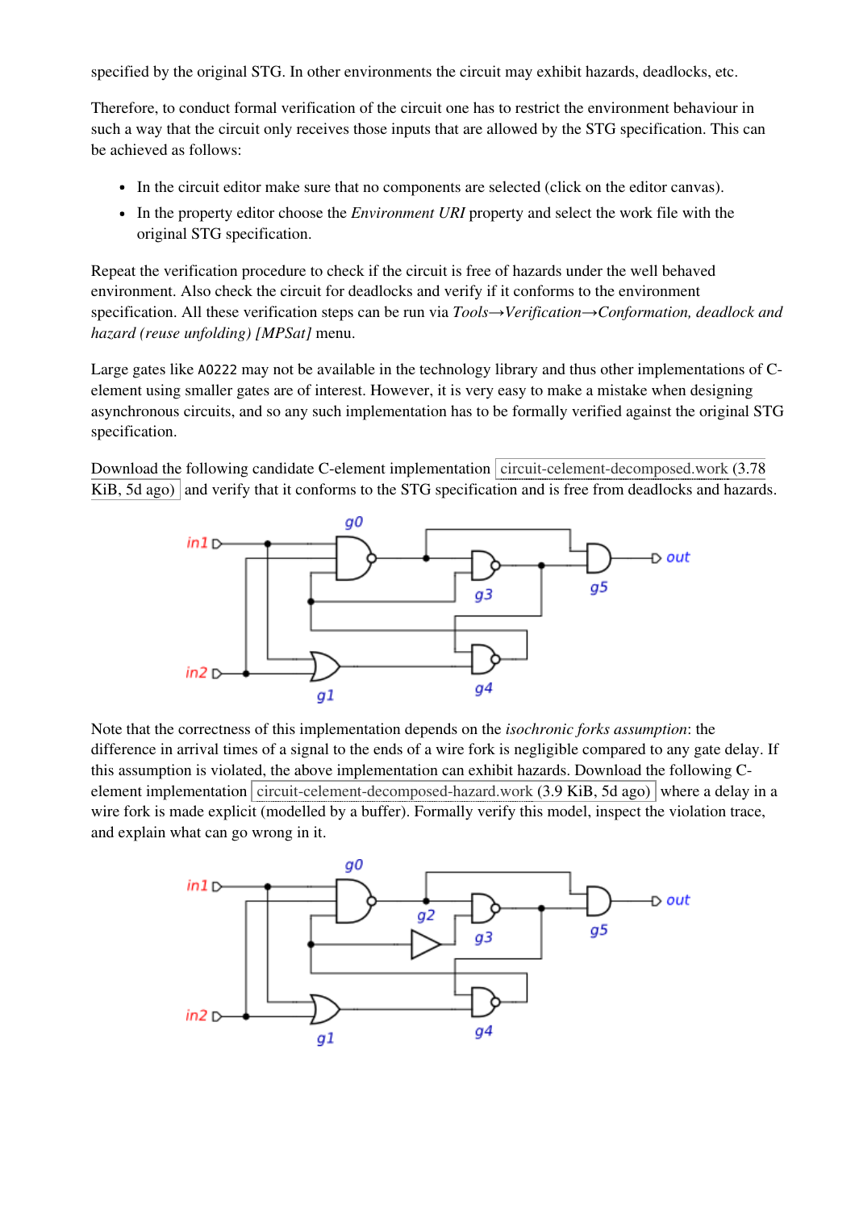specified by the original STG. In other environments the circuit may exhibit hazards, deadlocks, etc.

Therefore, to conduct formal verification of the circuit one has to restrict the environment behaviour in such a way that the circuit only receives those inputs that are allowed by the STG specification. This can be achieved as follows:

- In the circuit editor make sure that no components are selected (click on the editor canvas).
- In the property editor choose the *Environment URI* property and select the work file with the original STG specification.

Repeat the verification procedure to check if the circuit is free of hazards under the well behaved environment. Also check the circuit for deadlocks and verify if it conforms to the environment specification. All these verification steps can be run via *Tools→Verification→Conformation, deadlock and hazard (reuse unfolding) [MPSat]* menu.

Large gates like `A0222` may not be available in the technology library and thus other implementations of C-element using smaller gates are of interest. However, it is very easy to make a mistake when designing asynchronous circuits, and so any such implementation has to be formally verified against the original STG specification.

Download the following candidate C-element implementation circuit-celement-decomposed.work (3.78 KiB, 5d ago) and verify that it conforms to the STG specification and is free from deadlocks and hazards.

Note that the correctness of this implementation depends on the *isochronic forks assumption*: the difference in arrival times of a signal to the ends of a wire fork is negligible compared to any gate delay. If this assumption is violated, the above implementation can exhibit hazards. Download the following C-element implementation circuit-celement-decomposed-hazard.work (3.9 KiB, 5d ago) where a delay in a wire fork is made explicit (modelled by a buffer). Formally verify this model, inspect the violation trace, and explain what can go wrong in it.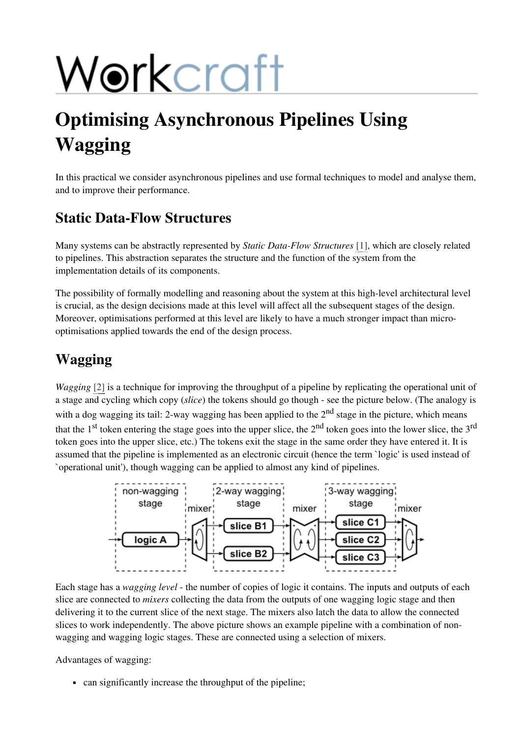# Optimising Asynchronous Pipelines Using Wagging

In this practical we consider asynchronous pipelines and use formal techniques to model and analyse them, and to improve their performance.

## Static Data-Flow Structures

Many systems can be abstractly represented by *Static Data-Flow Structures* [1], which are closely related to pipelines. This abstraction separates the structure and the function of the system from the implementation details of its components.

The possibility of formally modelling and reasoning about the system at this high-level architectural level is crucial, as the design decisions made at this level will affect all the subsequent stages of the design. Moreover, optimisations performed at this level are likely to have a much stronger impact than micro-optimisations applied towards the end of the design process.

## Wagging

*Wagging* [2] is a technique for improving the throughput of a pipeline by replicating the operational unit of a stage and cycling which copy (*slice*) the tokens should go though - see the picture below. (The analogy is with a dog wagging its tail: 2-way wagging has been applied to the 2nd stage in the picture, which means that the 1st token entering the stage goes into the upper slice, the 2nd token goes into the lower slice, the 3rd token goes into the upper slice, etc.) The tokens exit the stage in the same order they have entered it. It is assumed that the pipeline is implemented as an electronic circuit (hence the term `logic' is used instead of `operational unit'), though wagging can be applied to almost any kind of pipelines.

Each stage has a *wagging level* - the number of copies of logic it contains. The inputs and outputs of each slice are connected to *mixers* collecting the data from the outputs of one wagging logic stage and then delivering it to the current slice of the next stage. The mixers also latch the data to allow the connected slices to work independently. The above picture shows an example pipeline with a combination of non-wagging and wagging logic stages. These are connected using a selection of mixers.

Advantages of wagging:

- can significantly increase the throughput of the pipeline;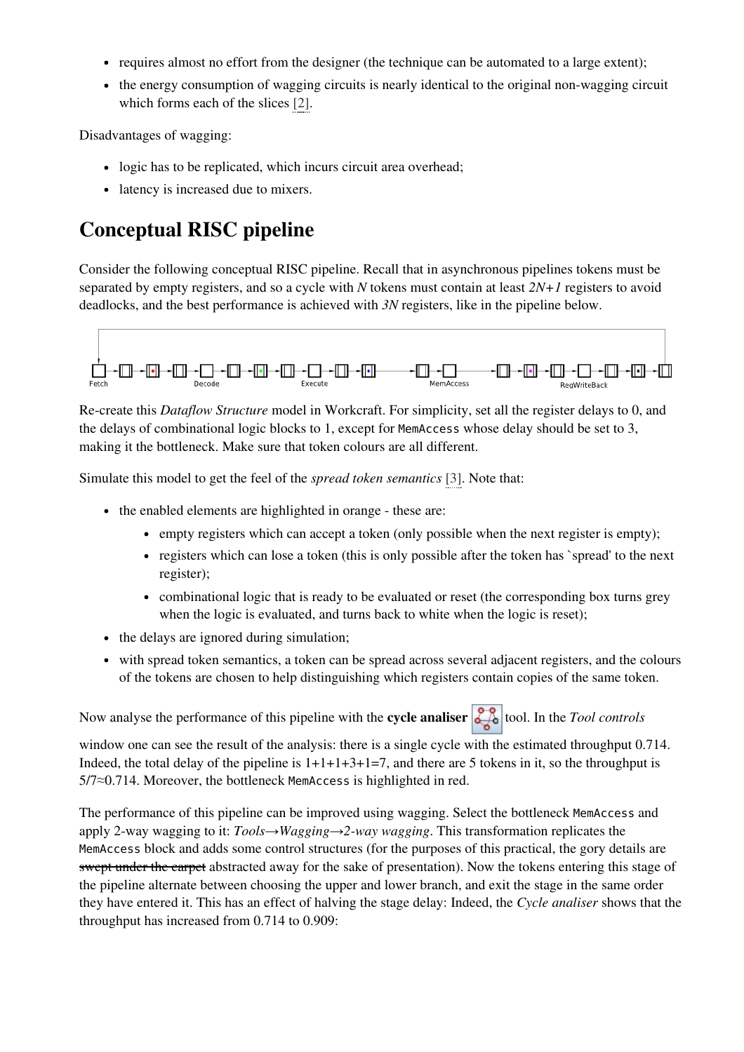- requires almost no effort from the designer (the technique can be automated to a large extent);
- the energy consumption of wagging circuits is nearly identical to the original non-wagging circuit which forms each of the slices [2].

Disadvantages of wagging:

- logic has to be replicated, which incurs circuit area overhead;
- latency is increased due to mixers.

# Conceptual RISC pipeline

Consider the following conceptual RISC pipeline. Recall that in asynchronous pipelines tokens must be separated by empty registers, and so a cycle with $N$ tokens must contain at least $2N+1$ registers to avoid deadlocks, and the best performance is achieved with $3N$ registers, like in the pipeline below.

Fetch Decode Execute MemAccess RegWriteBack

Re-create this *Dataflow Structure* model in Workcraft. For simplicity, set all the register delays to 0, and the delays of combinational logic blocks to 1, except for `MemAccess` whose delay should be set to 3, making it the bottleneck. Make sure that token colours are all different.

Simulate this model to get the feel of the *spread token semantics* [3]. Note that:

- the enabled elements are highlighted in orange - these are:
  - empty registers which can accept a token (only possible when the next register is empty);
  - registers which can lose a token (this is only possible after the token has `spread' to the next register);
  - combinational logic that is ready to be evaluated or reset (the corresponding box turns grey when the logic is evaluated, and turns back to white when the logic is reset);
- the delays are ignored during simulation;
- with spread token semantics, a token can be spread across several adjacent registers, and the colours of the tokens are chosen to help distinguishing which registers contain copies of the same token.

Now analyse the performance of this pipeline with the **cycle analiser** tool. In the *Tool controls* window one can see the result of the analysis: there is a single cycle with the estimated throughput 0.714. Indeed, the total delay of the pipeline is 1+1+1+3+1=7, and there are 5 tokens in it, so the throughput is 5/7≈0.714. Moreover, the bottleneck `MemAccess` is highlighted in red.

The performance of this pipeline can be improved using wagging. Select the bottleneck `MemAccess` and apply 2-way wagging to it: *Tools→Wagging→2-way wagging*. This transformation replicates the `MemAccess` block and adds some control structures (for the purposes of this practical, the gory details are ~~swept under the carpet~~ abstracted away for the sake of presentation). Now the tokens entering this stage of the pipeline alternate between choosing the upper and lower branch, and exit the stage in the same order they have entered it. This has an effect of halving the stage delay: Indeed, the *Cycle analiser* shows that the throughput has increased from 0.714 to 0.909: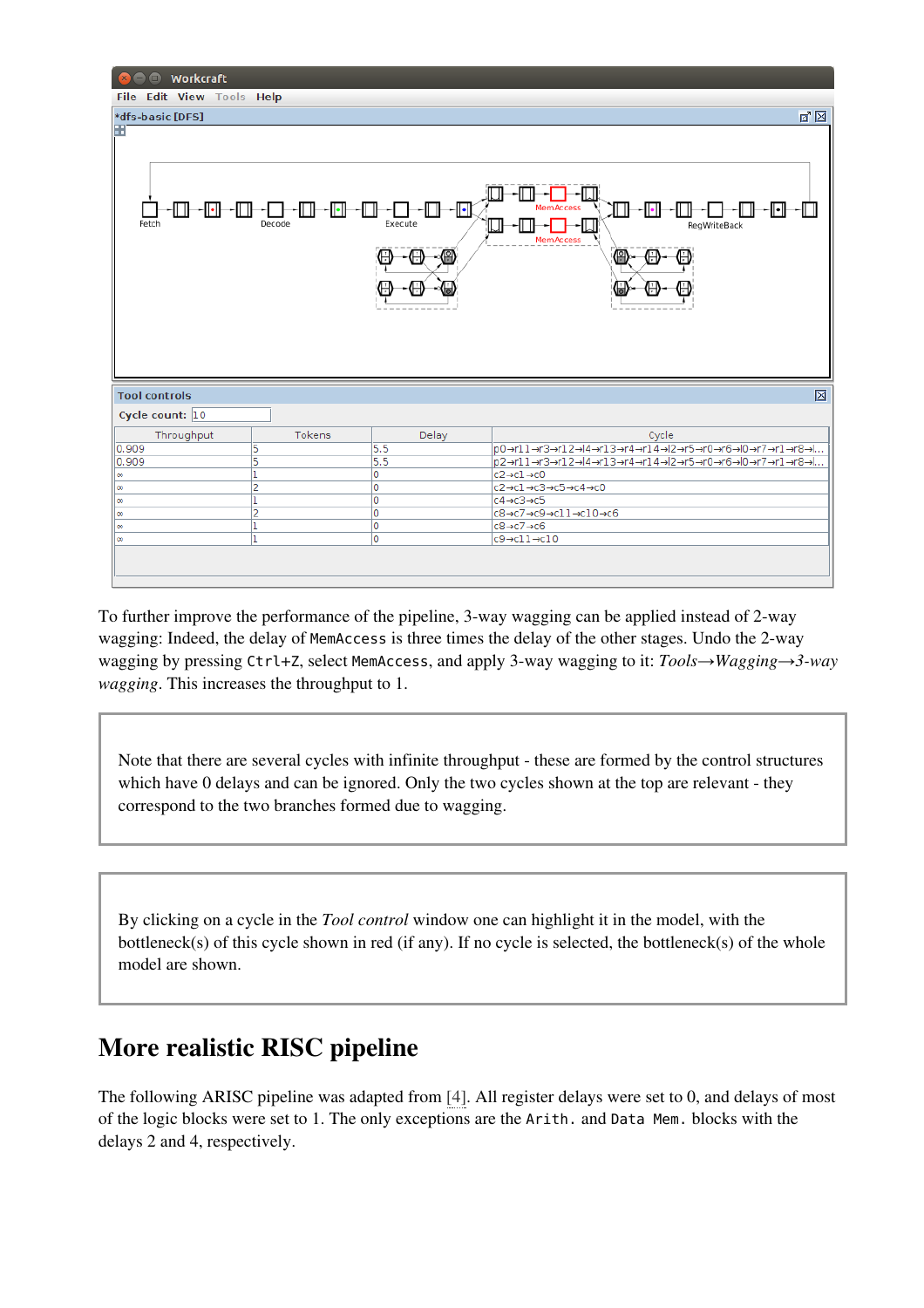To further improve the performance of the pipeline, 3-way wagging can be applied instead of 2-way wagging: Indeed, the delay of `MemAccess` is three times the delay of the other stages. Undo the 2-way wagging by pressing `Ctrl+Z`, select `MemAccess`, and apply 3-way wagging to it: *Tools→Wagging→3-way wagging*. This increases the throughput to 1.

Note that there are several cycles with infinite throughput - these are formed by the control structures which have 0 delays and can be ignored. Only the two cycles shown at the top are relevant - they correspond to the two branches formed due to wagging.

By clicking on a cycle in the *Tool control* window one can highlight it in the model, with the bottleneck(s) of this cycle shown in red (if any). If no cycle is selected, the bottleneck(s) of the whole model are shown.

## More realistic RISC pipeline

The following ARISC pipeline was adapted from [4]. All register delays were set to 0, and delays of most of the logic blocks were set to 1. The only exceptions are the `Arith.` and `Data Mem.` blocks with the delays 2 and 4, respectively.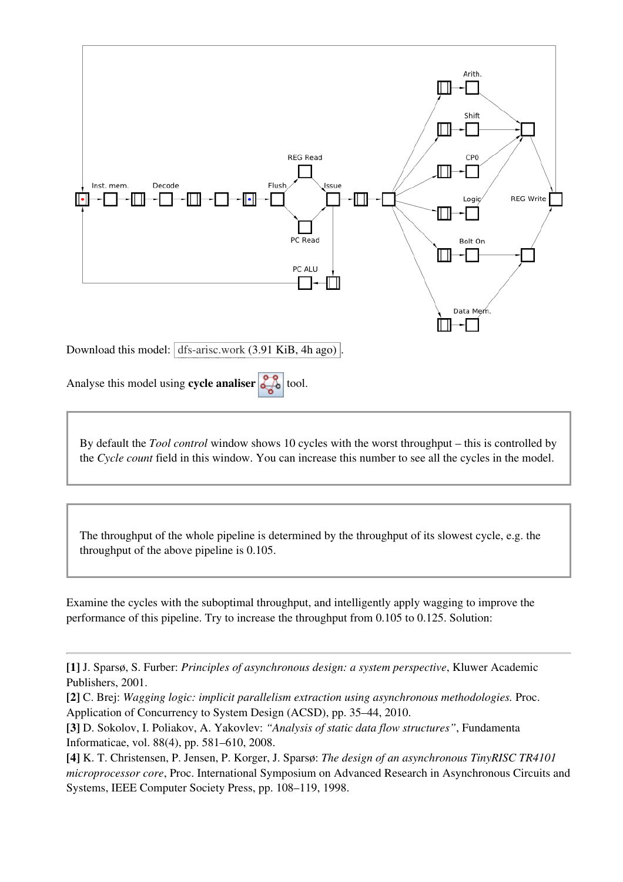Arith.

Shift

CP0

REG Read

Inst. mem.

Decode

Flush

Issue

Logic

REG Write

PC Read

Bolt On

PC ALU

Data Mem.

Download this model: dfs-arisc.work (3.91 KiB, 4h ago).

Analyse this model using **cycle analiser** tool.

By default the *Tool control* window shows 10 cycles with the worst throughput – this is controlled by the *Cycle count* field in this window. You can increase this number to see all the cycles in the model.

The throughput of the whole pipeline is determined by the throughput of its slowest cycle, e.g. the throughput of the above pipeline is 0.105.

Examine the cycles with the suboptimal throughput, and intelligently apply wagging to improve the performance of this pipeline. Try to increase the throughput from 0.105 to 0.125. Solution:

---

**[1]** J. Sparsø, S. Furber: *Principles of asynchronous design: a system perspective*, Kluwer Academic Publishers, 2001.

**[2]** C. Brej: *Wagging logic: implicit parallelism extraction using asynchronous methodologies.* Proc. Application of Concurrency to System Design (ACSD), pp. 35–44, 2010.

**[3]** D. Sokolov, I. Poliakov, A. Yakovlev: *"Analysis of static data flow structures"*, Fundamenta Informaticae, vol. 88(4), pp. 581–610, 2008.

**[4]** K. T. Christensen, P. Jensen, P. Korger, J. Sparsø: *The design of an asynchronous TinyRISC TR4101 microprocessor core*, Proc. International Symposium on Advanced Research in Asynchronous Circuits and Systems, IEEE Computer Society Press, pp. 108–119, 1998.